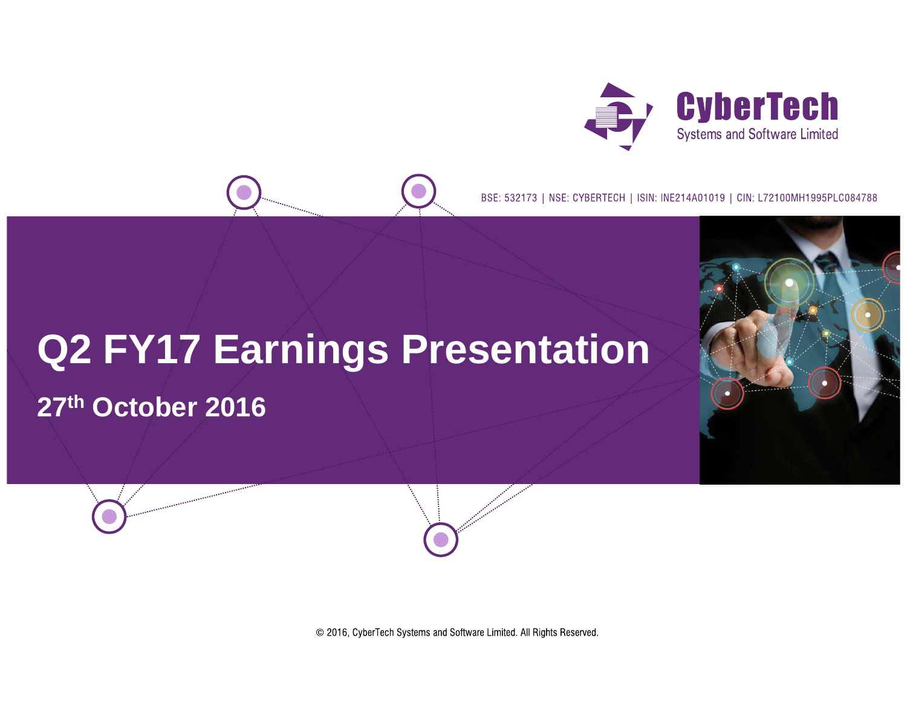CyberTech

Systems and Software Limited

BSE: 532173 | NSE: CYBERTECH | ISIN: INE214A01019 | CIN: L72100MH1995PLC084788

# Q2 FY17 Earnings Presentation

## 27th October 2016

© 2016, CyberTech Systems and Software Limited. All Rights Reserved.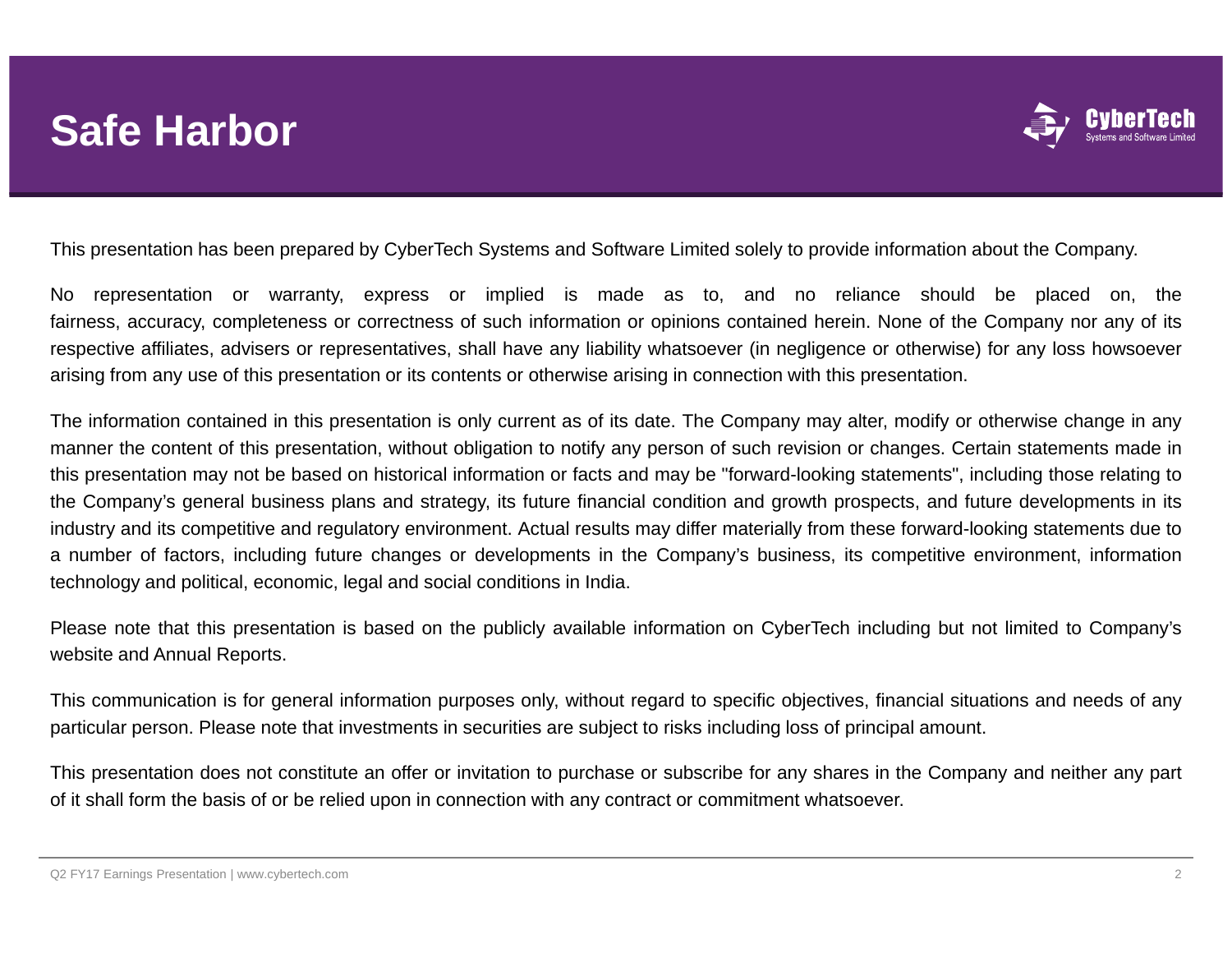# Safe Harbor

This presentation has been prepared by CyberTech Systems and Software Limited solely to provide information about the Company.

No representation or warranty, express or implied is made as to, and no reliance should be placed on, the fairness, accuracy, completeness or correctness of such information or opinions contained herein. None of the Company nor any of its respective affiliates, advisers or representatives, shall have any liability whatsoever (in negligence or otherwise) for any loss howsoever arising from any use of this presentation or its contents or otherwise arising in connection with this presentation.

The information contained in this presentation is only current as of its date. The Company may alter, modify or otherwise change in any manner the content of this presentation, without obligation to notify any person of such revision or changes. Certain statements made in this presentation may not be based on historical information or facts and may be "forward-looking statements", including those relating to the Company's general business plans and strategy, its future financial condition and growth prospects, and future developments in its industry and its competitive and regulatory environment. Actual results may differ materially from these forward-looking statements due to a number of factors, including future changes or developments in the Company's business, its competitive environment, information technology and political, economic, legal and social conditions in India.

Please note that this presentation is based on the publicly available information on CyberTech including but not limited to Company's website and Annual Reports.

This communication is for general information purposes only, without regard to specific objectives, financial situations and needs of any particular person. Please note that investments in securities are subject to risks including loss of principal amount.

This presentation does not constitute an offer or invitation to purchase or subscribe for any shares in the Company and neither any part of it shall form the basis of or be relied upon in connection with any contract or commitment whatsoever.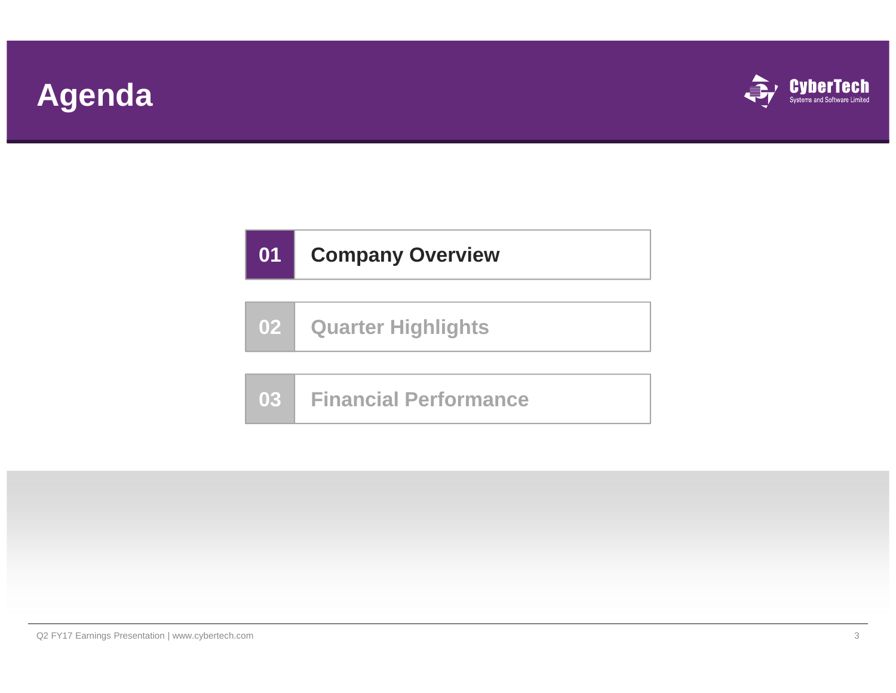# Agenda

01 **Company Overview**

02 Quarter Highlights

03 Financial Performance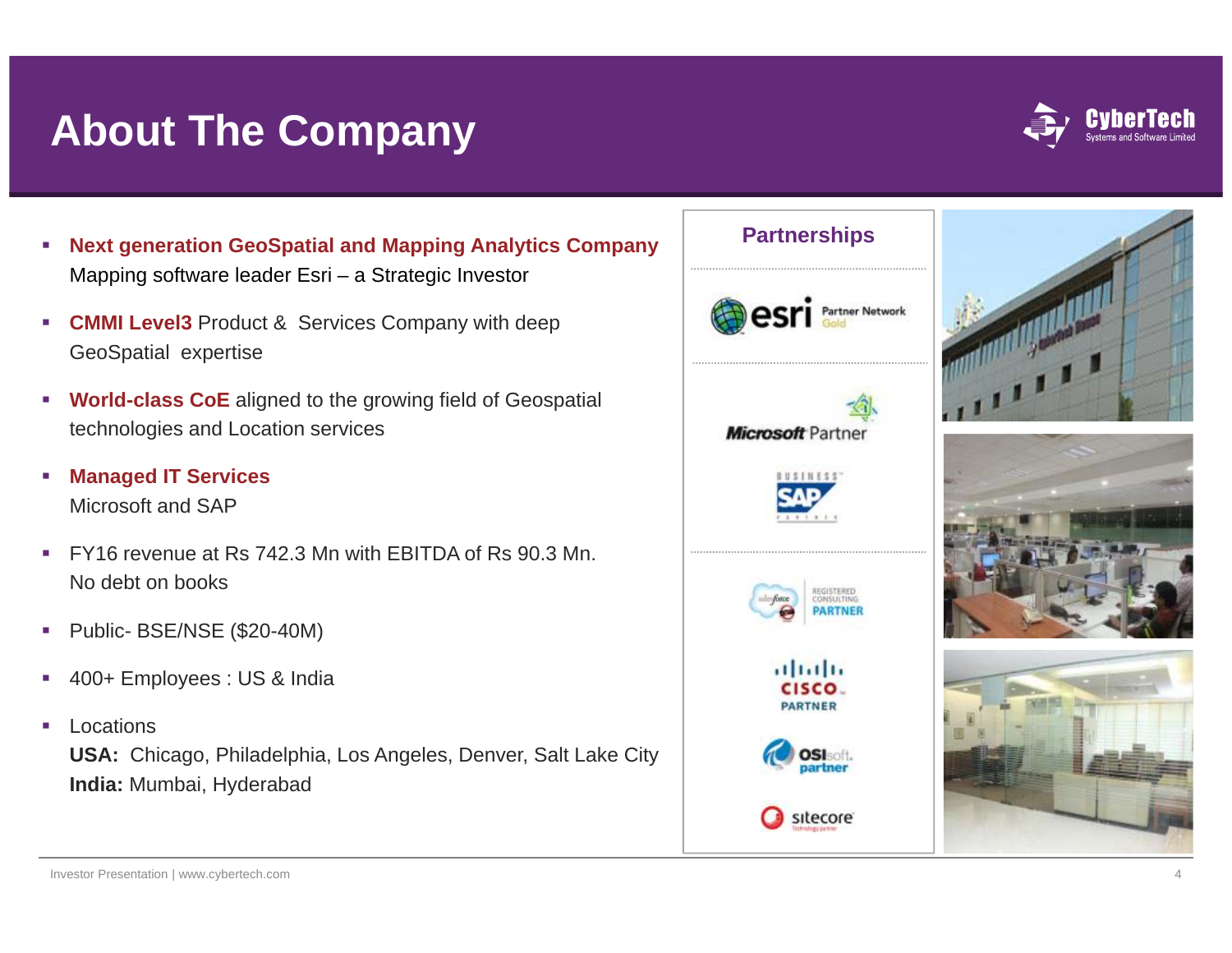# About The Company

- **Next generation GeoSpatial and Mapping Analytics Company**
  Mapping software leader Esri – a Strategic Investor
- **CMMI Level3** Product & Services Company with deep GeoSpatial expertise
- **World-class CoE** aligned to the growing field of Geospatial technologies and Location services
- **Managed IT Services**
  Microsoft and SAP
- FY16 revenue at Rs 742.3 Mn with EBITDA of Rs 90.3 Mn.
  No debt on books
- Public- BSE/NSE ($20-40M)
- 400+ Employees : US & India
- Locations
  **USA:** Chicago, Philadelphia, Los Angeles, Denver, Salt Lake City
  **India:** Mumbai, Hyderabad

## Partnerships

- esri Partner Network Gold
- Microsoft Partner
- SAP Business Partner
- salesforce Registered Consulting Partner
- Cisco Partner
- OSIsoft partner
- sitecore Technology partner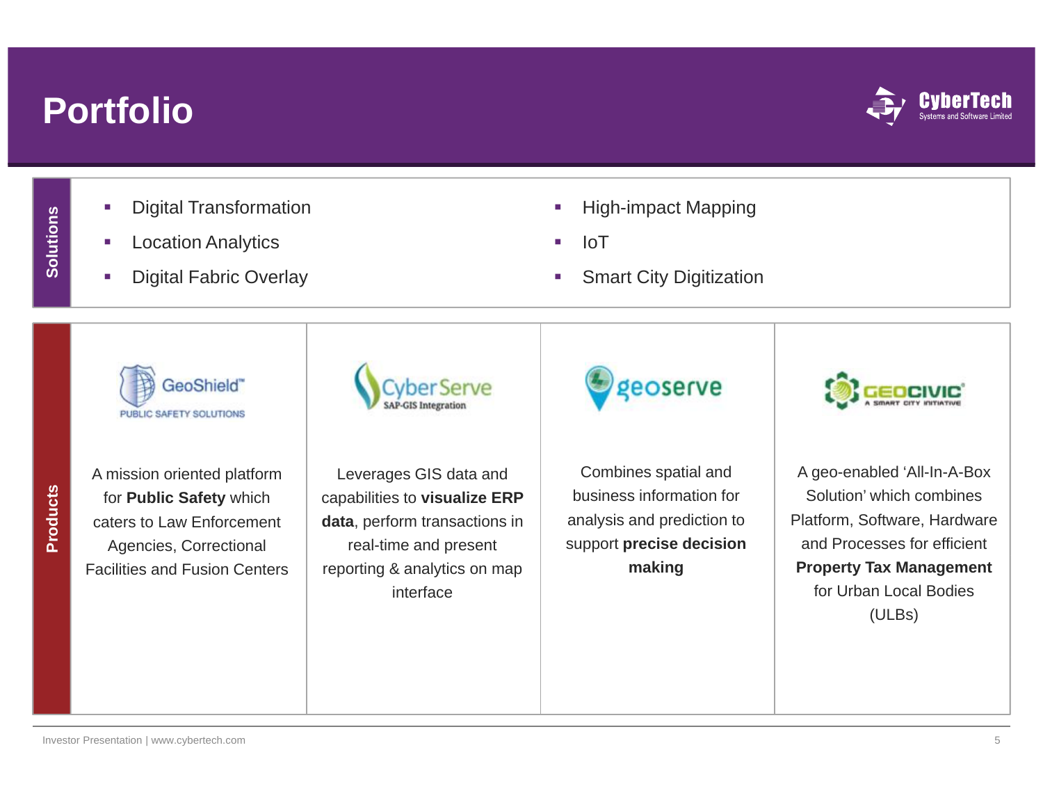# Portfolio

## Solutions

- Digital Transformation
- Location Analytics
- Digital Fabric Overlay
- High-impact Mapping
- IoT
- Smart City Digitization

## Products

| GeoShield™ PUBLIC SAFETY SOLUTIONS | CyberServe SAP-GIS Integration | geoserve | GEOCIVIC A SMART CITY INITIATIVE |
|---|---|---|---|
| A mission oriented platform for **Public Safety** which caters to Law Enforcement Agencies, Correctional Facilities and Fusion Centers | Leverages GIS data and capabilities to **visualize ERP data**, perform transactions in real-time and present reporting & analytics on map interface | Combines spatial and business information for analysis and prediction to support **precise decision making** | A geo-enabled 'All-In-A-Box Solution' which combines Platform, Software, Hardware and Processes for efficient **Property Tax Management** for Urban Local Bodies (ULBs) |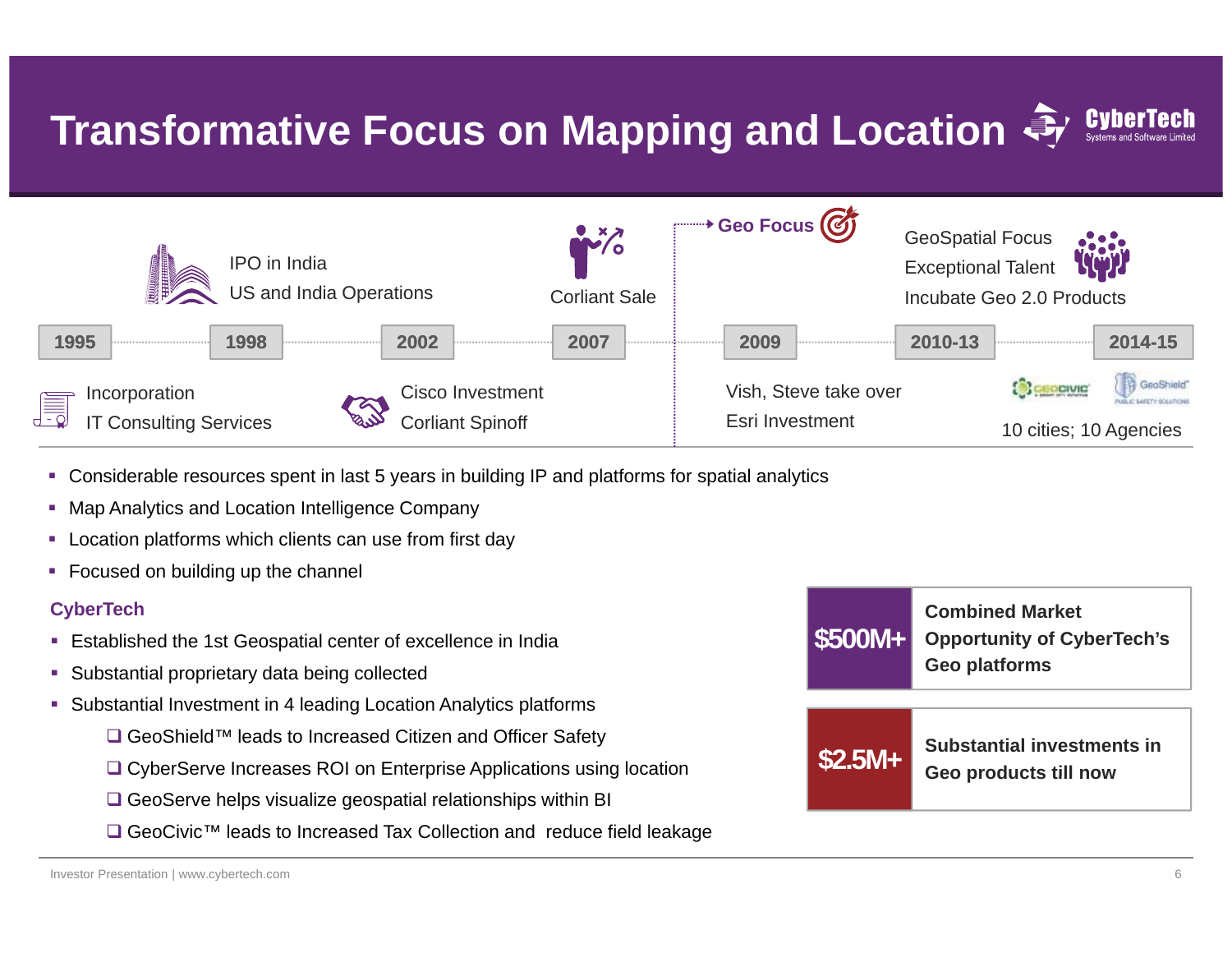# Transformative Focus on Mapping and Location

CyberTech Systems and Software Limited

| 1995 | 1998 | 2002 | 2007 | 2009 | 2010-13 | 2014-15 |
|---|---|---|---|---|---|---|
| Incorporation<br>IT Consulting Services | IPO in India<br>US and India Operations | Cisco Investment<br>Corliant Spinoff | Corliant Sale | Geo Focus<br>Vish, Steve take over<br>Esri Investment | GeoSpatial Focus<br>Exceptional Talent<br>Incubate Geo 2.0 Products | GeoCivic, GeoShield<br>10 cities; 10 Agencies |

- Considerable resources spent in last 5 years in building IP and platforms for spatial analytics
- Map Analytics and Location Intelligence Company
- Location platforms which clients can use from first day
- Focused on building up the channel

**CyberTech**

- Established the 1st Geospatial center of excellence in India
- Substantial proprietary data being collected
- Substantial Investment in 4 leading Location Analytics platforms
  - GeoShield™ leads to Increased Citizen and Officer Safety
  - CyberServe Increases ROI on Enterprise Applications using location
  - GeoServe helps visualize geospatial relationships within BI
  - GeoCivic™ leads to Increased Tax Collection and reduce field leakage

| | |
|---|---|
| **$500M+** | **Combined Market Opportunity of CyberTech's Geo platforms** |
| **$2.5M+** | **Substantial investments in Geo products till now** |

Investor Presentation | www.cybertech.com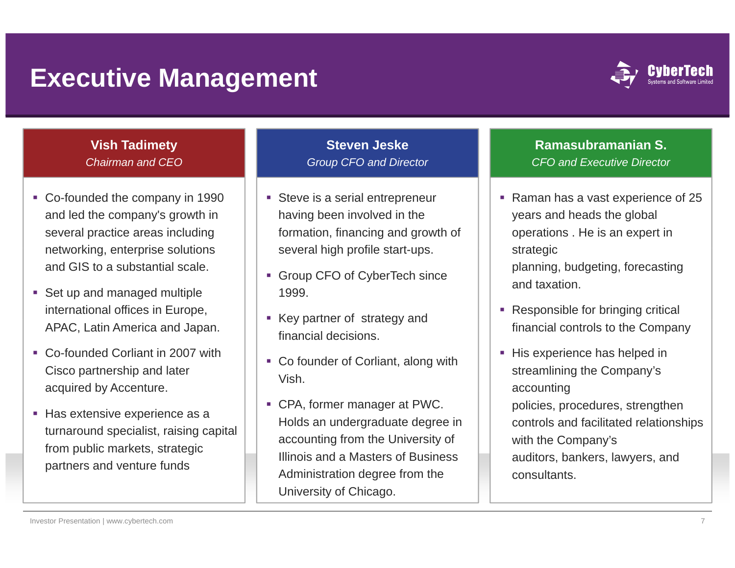# Executive Management

CyberTech
Systems and Software Limited

## Vish Tadimety
*Chairman and CEO*

- Co-founded the company in 1990 and led the company's growth in several practice areas including networking, enterprise solutions and GIS to a substantial scale.
- Set up and managed multiple international offices in Europe, APAC, Latin America and Japan.
- Co-founded Corliant in 2007 with Cisco partnership and later acquired by Accenture.
- Has extensive experience as a turnaround specialist, raising capital from public markets, strategic partners and venture funds

## Steven Jeske
*Group CFO and Director*

- Steve is a serial entrepreneur having been involved in the formation, financing and growth of several high profile start-ups.
- Group CFO of CyberTech since 1999.
- Key partner of strategy and financial decisions.
- Co founder of Corliant, along with Vish.
- CPA, former manager at PWC. Holds an undergraduate degree in accounting from the University of Illinois and a Masters of Business Administration degree from the University of Chicago.

## Ramasubramanian S.
*CFO and Executive Director*

- Raman has a vast experience of 25 years and heads the global operations . He is an expert in strategic planning, budgeting, forecasting and taxation.
- Responsible for bringing critical financial controls to the Company
- His experience has helped in streamlining the Company's accounting policies, procedures, strengthen controls and facilitated relationships with the Company's auditors, bankers, lawyers, and consultants.

Investor Presentation | www.cybertech.com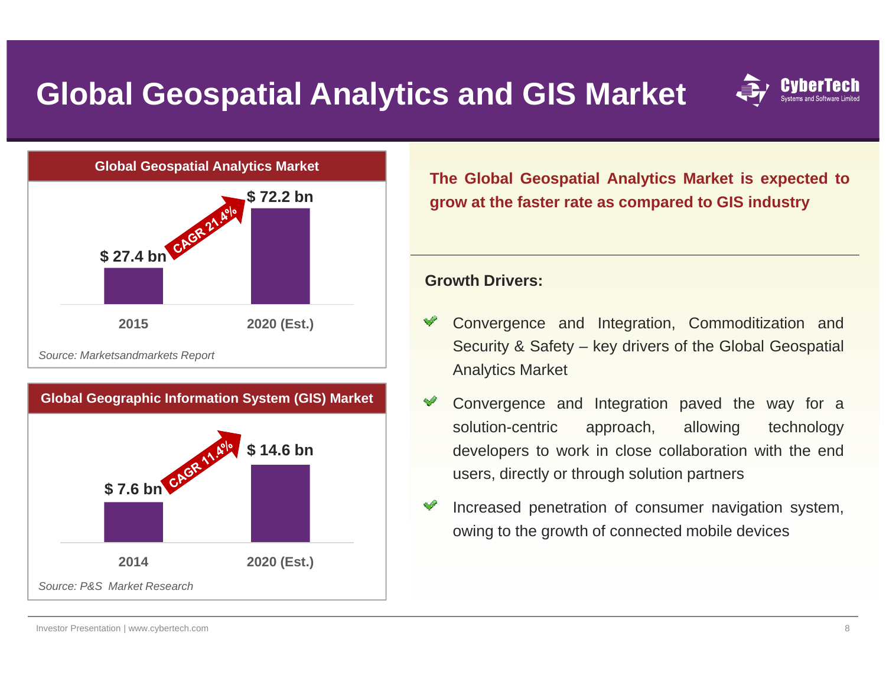# Global Geospatial Analytics and GIS Market

CyberTech Systems and Software Limited

## Global Geospatial Analytics Market

| Year | Market Size |
|---|---|
| 2015 | $ 27.4 bn |
| 2020 (Est.) | $ 72.2 bn |

CAGR 21.4%

*Source: Marketsandmarkets Report*

## Global Geographic Information System (GIS) Market

| Year | Market Size |
|---|---|
| 2014 | $ 7.6 bn |
| 2020 (Est.) | $ 14.6 bn |

CAGR 11.4%

*Source: P&S Market Research*

**The Global Geospatial Analytics Market is expected to grow at the faster rate as compared to GIS industry**

**Growth Drivers:**

- Convergence and Integration, Commoditization and Security & Safety – key drivers of the Global Geospatial Analytics Market
- Convergence and Integration paved the way for a solution-centric approach, allowing technology developers to work in close collaboration with the end users, directly or through solution partners
- Increased penetration of consumer navigation system, owing to the growth of connected mobile devices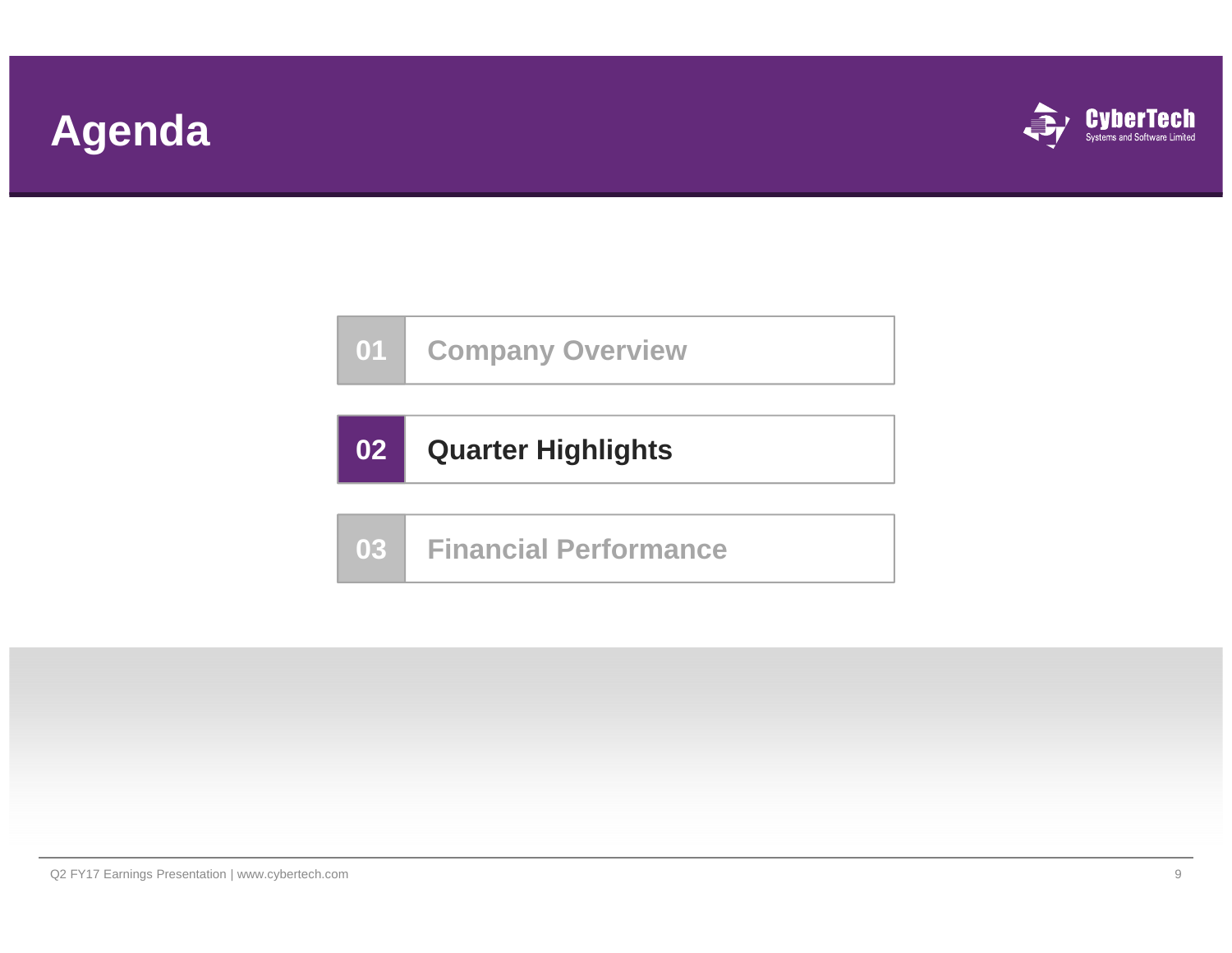# Agenda

01 Company Overview

02 **Quarter Highlights**

03 Financial Performance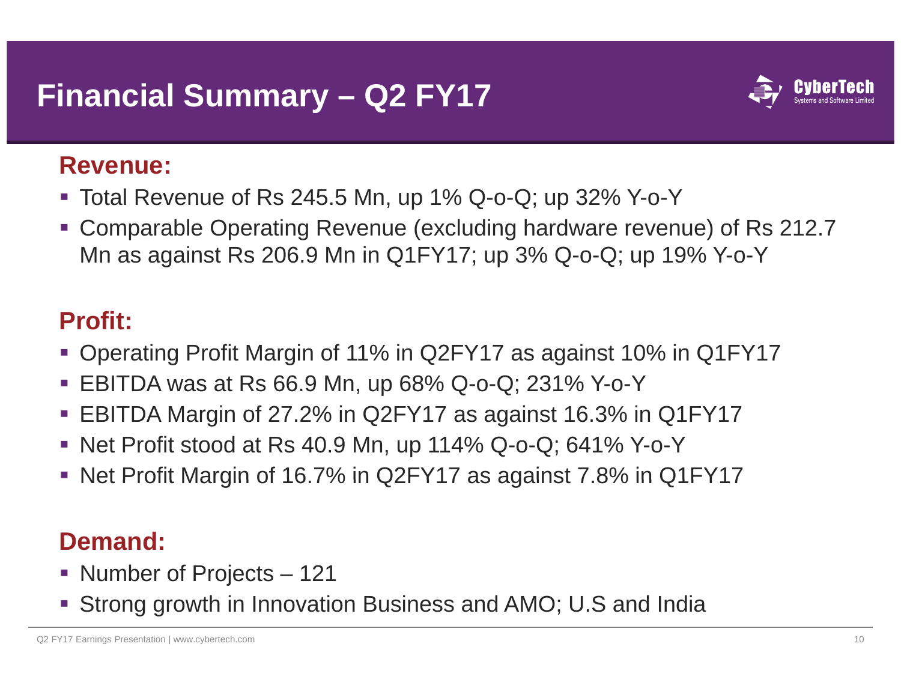# Financial Summary – Q2 FY17

## Revenue:

- Total Revenue of Rs 245.5 Mn, up 1% Q-o-Q; up 32% Y-o-Y
- Comparable Operating Revenue (excluding hardware revenue) of Rs 212.7 Mn as against Rs 206.9 Mn in Q1FY17; up 3% Q-o-Q; up 19% Y-o-Y

## Profit:

- Operating Profit Margin of 11% in Q2FY17 as against 10% in Q1FY17
- EBITDA was at Rs 66.9 Mn, up 68% Q-o-Q; 231% Y-o-Y
- EBITDA Margin of 27.2% in Q2FY17 as against 16.3% in Q1FY17
- Net Profit stood at Rs 40.9 Mn, up 114% Q-o-Q; 641% Y-o-Y
- Net Profit Margin of 16.7% in Q2FY17 as against 7.8% in Q1FY17

## Demand:

- Number of Projects – 121
- Strong growth in Innovation Business and AMO; U.S and India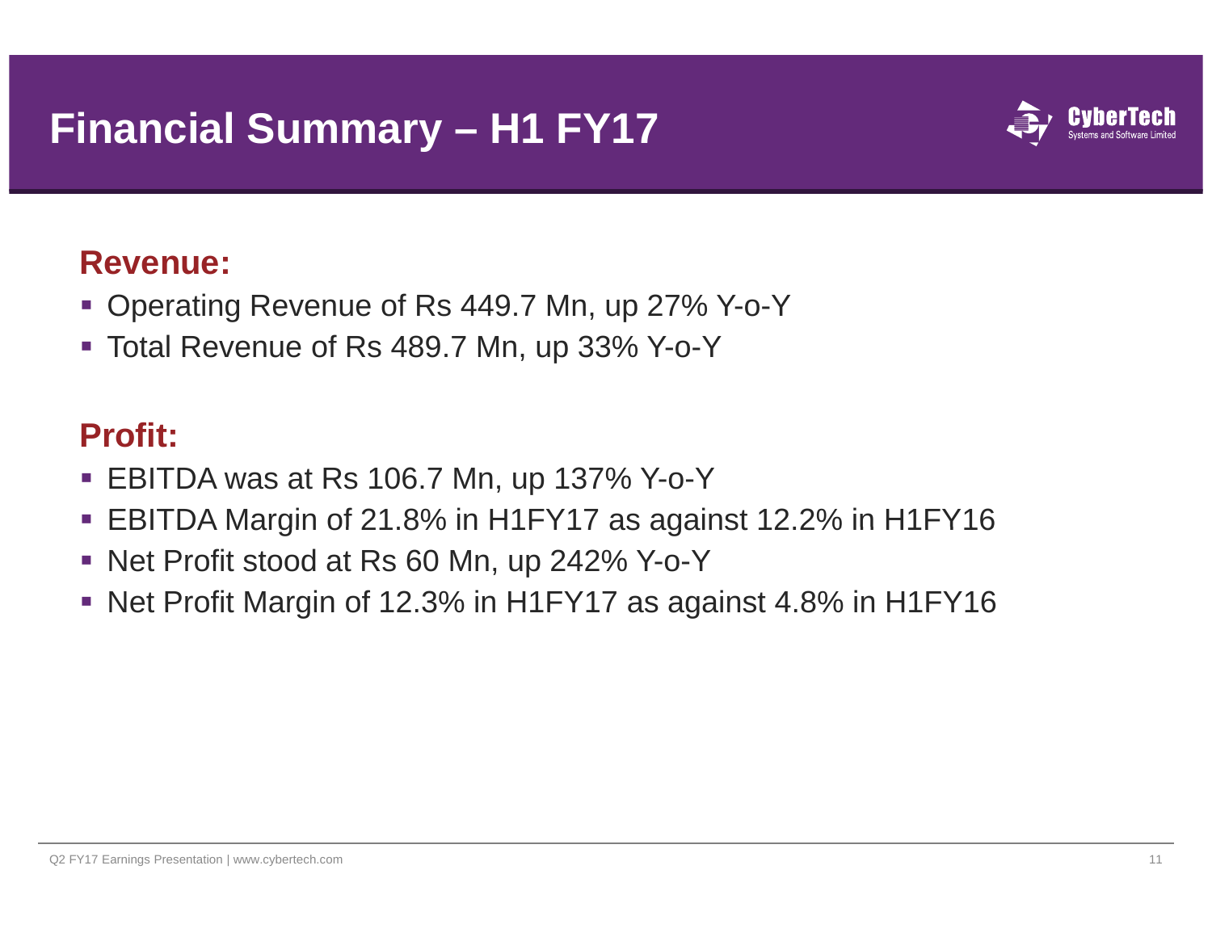# Financial Summary – H1 FY17

## Revenue:

- Operating Revenue of Rs 449.7 Mn, up 27% Y-o-Y
- Total Revenue of Rs 489.7 Mn, up 33% Y-o-Y

## Profit:

- EBITDA was at Rs 106.7 Mn, up 137% Y-o-Y
- EBITDA Margin of 21.8% in H1FY17 as against 12.2% in H1FY16
- Net Profit stood at Rs 60 Mn, up 242% Y-o-Y
- Net Profit Margin of 12.3% in H1FY17 as against 4.8% in H1FY16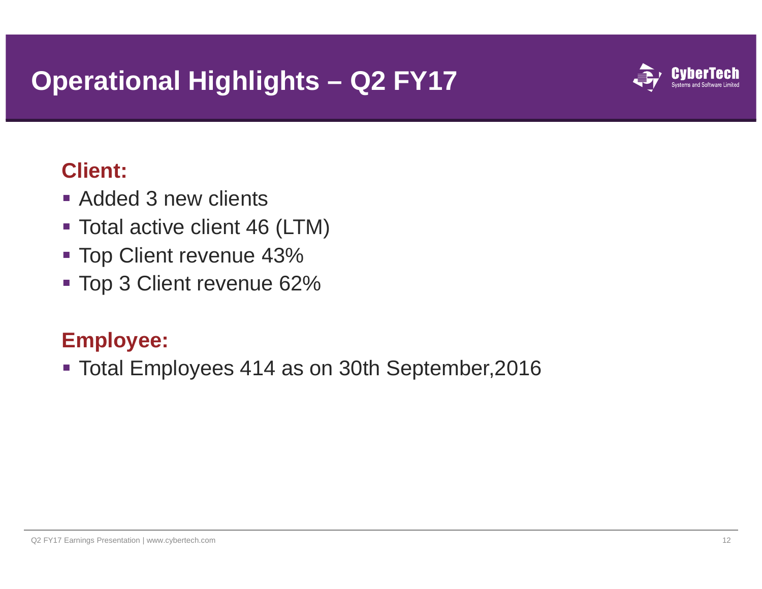# Operational Highlights – Q2 FY17

## Client:

- Added 3 new clients
- Total active client 46 (LTM)
- Top Client revenue 43%
- Top 3 Client revenue 62%

## Employee:

- Total Employees 414 as on 30th September,2016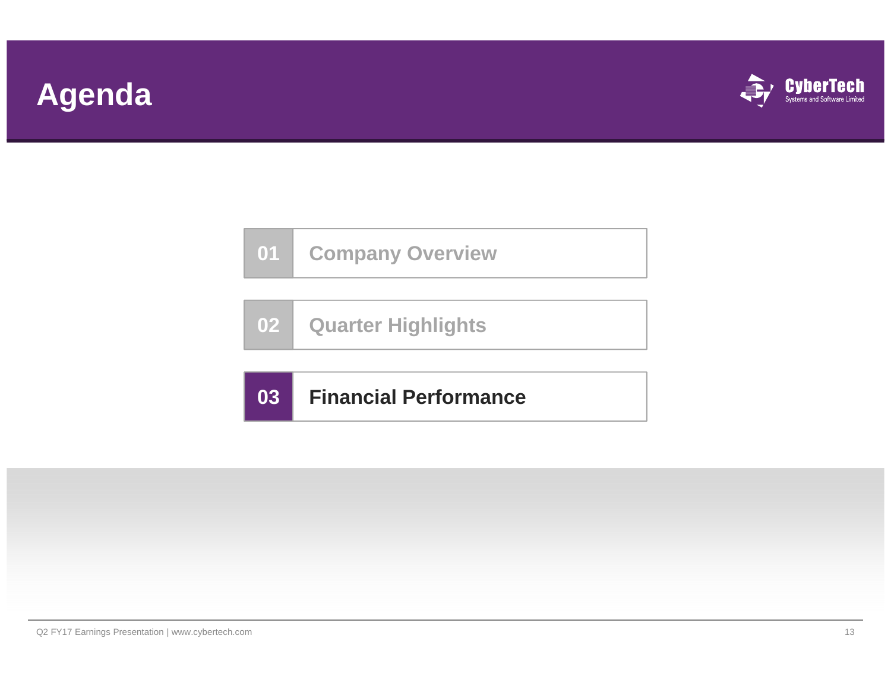# Agenda

01 Company Overview

02 Quarter Highlights

**03 Financial Performance**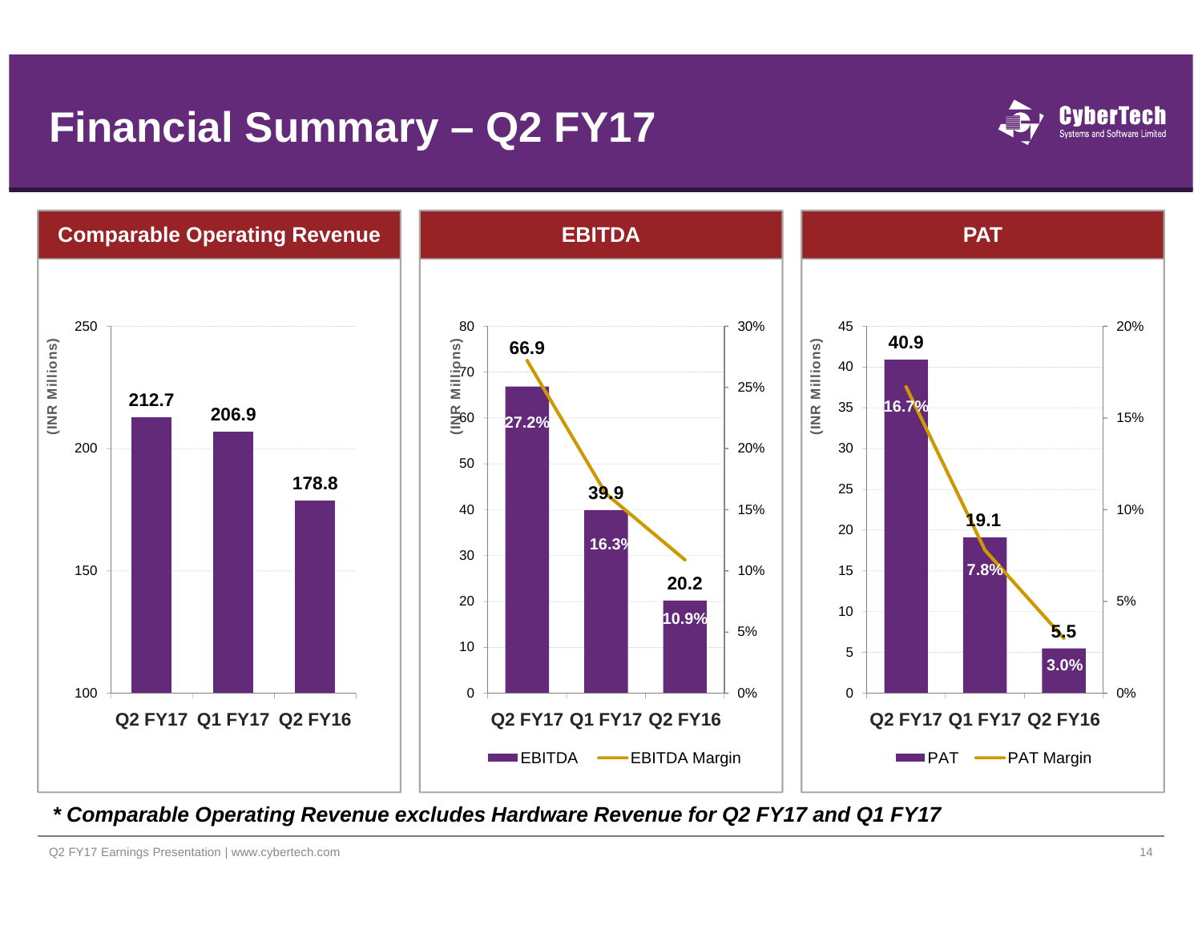# Financial Summary – Q2 FY17

CyberTech Systems and Software Limited

## Comparable Operating Revenue

(INR Millions)

| | Q2 FY17 | Q1 FY17 | Q2 FY16 |
|---|---|---|---|
| Comparable Operating Revenue | 212.7 | 206.9 | 178.8 |

## EBITDA

(INR Millions)

| | Q2 FY17 | Q1 FY17 | Q2 FY16 |
|---|---|---|---|
| EBITDA | 66.9 | 39.9 | 20.2 |
| EBITDA Margin | 27.2% | 16.3% | 10.9% |

## PAT

(INR Millions)

| | Q2 FY17 | Q1 FY17 | Q2 FY16 |
|---|---|---|---|
| PAT | 40.9 | 19.1 | 5.5 |
| PAT Margin | 16.7% | 7.8% | 3.0% |

***** Comparable Operating Revenue excludes Hardware Revenue for Q2 FY17 and Q1 FY17*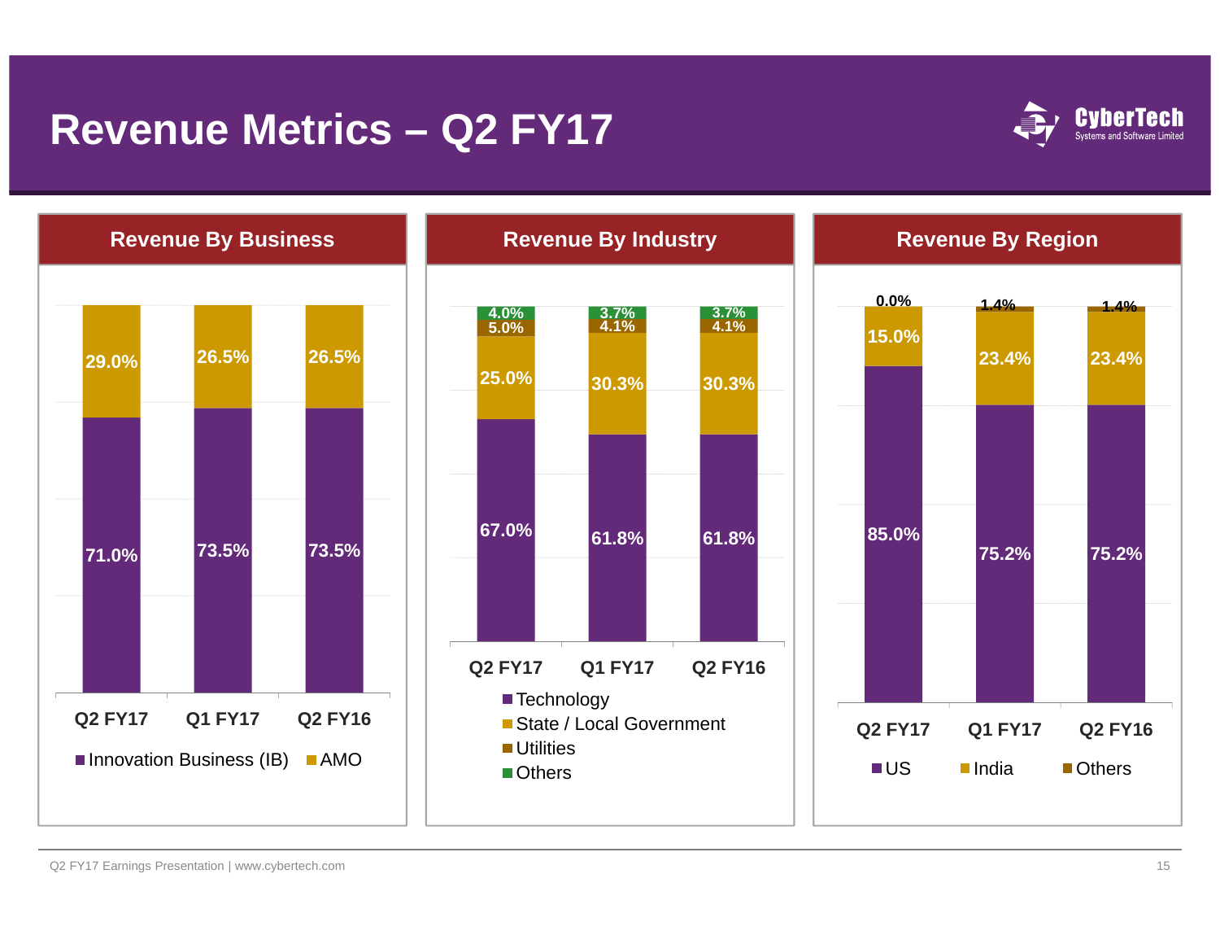# Revenue Metrics – Q2 FY17

## Revenue By Business

| | Q2 FY17 | Q1 FY17 | Q2 FY16 |
|---|---|---|---|
| Innovation Business (IB) | 71.0% | 73.5% | 73.5% |
| AMO | 29.0% | 26.5% | 26.5% |

## Revenue By Industry

| | Q2 FY17 | Q1 FY17 | Q2 FY16 |
|---|---|---|---|
| Technology | 67.0% | 61.8% | 61.8% |
| State / Local Government | 25.0% | 30.3% | 30.3% |
| Utilities | 5.0% | 4.1% | 4.1% |
| Others | 4.0% | 3.7% | 3.7% |

## Revenue By Region

| | Q2 FY17 | Q1 FY17 | Q2 FY16 |
|---|---|---|---|
| US | 85.0% | 75.2% | 75.2% |
| India | 15.0% | 23.4% | 23.4% |
| Others | 0.0% | 1.4% | 1.4% |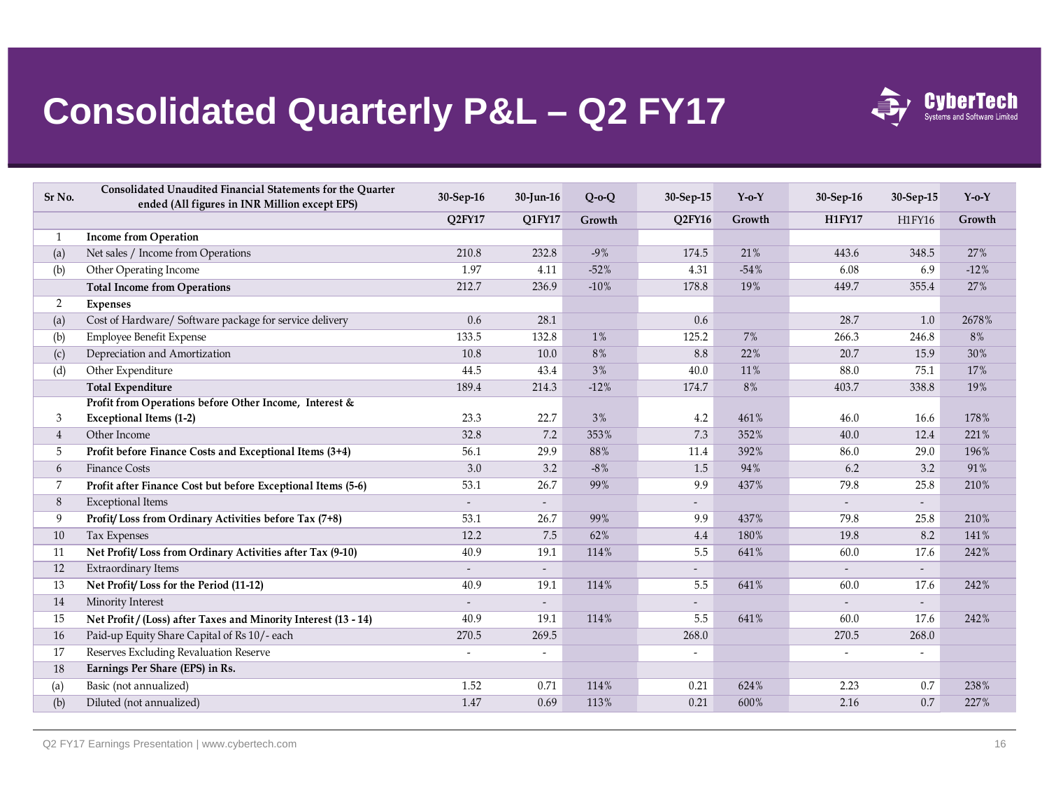# Consolidated Quarterly P&L – Q2 FY17

| Sr No. | Consolidated Unaudited Financial Statements for the Quarter ended (All figures in INR Million except EPS) | 30-Sep-16 | 30-Jun-16 | Q-o-Q | 30-Sep-15 | Y-o-Y | 30-Sep-16 | 30-Sep-15 | Y-o-Y |
|---|---|---|---|---|---|---|---|---|---|
| | | Q2FY17 | Q1FY17 | Growth | Q2FY16 | Growth | H1FY17 | H1FY16 | Growth |
| 1 | **Income from Operation** | | | | | | | | |
| (a) | Net sales / Income from Operations | 210.8 | 232.8 | -9% | 174.5 | 21% | 443.6 | 348.5 | 27% |
| (b) | Other Operating Income | 1.97 | 4.11 | -52% | 4.31 | -54% | 6.08 | 6.9 | -12% |
| | **Total Income from Operations** | 212.7 | 236.9 | -10% | 178.8 | 19% | 449.7 | 355.4 | 27% |
| 2 | **Expenses** | | | | | | | | |
| (a) | Cost of Hardware/ Software package for service delivery | 0.6 | 28.1 | | 0.6 | | 28.7 | 1.0 | 2678% |
| (b) | Employee Benefit Expense | 133.5 | 132.8 | 1% | 125.2 | 7% | 266.3 | 246.8 | 8% |
| (c) | Depreciation and Amortization | 10.8 | 10.0 | 8% | 8.8 | 22% | 20.7 | 15.9 | 30% |
| (d) | Other Expenditure | 44.5 | 43.4 | 3% | 40.0 | 11% | 88.0 | 75.1 | 17% |
| | **Total Expenditure** | 189.4 | 214.3 | -12% | 174.7 | 8% | 403.7 | 338.8 | 19% |
| 3 | **Profit from Operations before Other Income, Interest & Exceptional Items (1-2)** | 23.3 | 22.7 | 3% | 4.2 | 461% | 46.0 | 16.6 | 178% |
| 4 | Other Income | 32.8 | 7.2 | 353% | 7.3 | 352% | 40.0 | 12.4 | 221% |
| 5 | **Profit before Finance Costs and Exceptional Items (3+4)** | 56.1 | 29.9 | 88% | 11.4 | 392% | 86.0 | 29.0 | 196% |
| 6 | Finance Costs | 3.0 | 3.2 | -8% | 1.5 | 94% | 6.2 | 3.2 | 91% |
| 7 | **Profit after Finance Cost but before Exceptional Items (5-6)** | 53.1 | 26.7 | 99% | 9.9 | 437% | 79.8 | 25.8 | 210% |
| 8 | Exceptional Items | - | - | | - | | - | - | |
| 9 | **Profit/ Loss from Ordinary Activities before Tax (7+8)** | 53.1 | 26.7 | 99% | 9.9 | 437% | 79.8 | 25.8 | 210% |
| 10 | Tax Expenses | 12.2 | 7.5 | 62% | 4.4 | 180% | 19.8 | 8.2 | 141% |
| 11 | **Net Profit/ Loss from Ordinary Activities after Tax (9-10)** | 40.9 | 19.1 | 114% | 5.5 | 641% | 60.0 | 17.6 | 242% |
| 12 | Extraordinary Items | - | - | | - | | - | - | |
| 13 | **Net Profit/ Loss for the Period (11-12)** | 40.9 | 19.1 | 114% | 5.5 | 641% | 60.0 | 17.6 | 242% |
| 14 | Minority Interest | - | - | | - | | - | - | |
| 15 | **Net Profit / (Loss) after Taxes and Minority Interest (13 - 14)** | 40.9 | 19.1 | 114% | 5.5 | 641% | 60.0 | 17.6 | 242% |
| 16 | Paid-up Equity Share Capital of Rs 10/- each | 270.5 | 269.5 | | 268.0 | | 270.5 | 268.0 | |
| 17 | Reserves Excluding Revaluation Reserve | - | - | | - | | - | - | |
| 18 | **Earnings Per Share (EPS) in Rs.** | | | | | | | | |
| (a) | Basic (not annualized) | 1.52 | 0.71 | 114% | 0.21 | 624% | 2.23 | 0.7 | 238% |
| (b) | Diluted (not annualized) | 1.47 | 0.69 | 113% | 0.21 | 600% | 2.16 | 0.7 | 227% |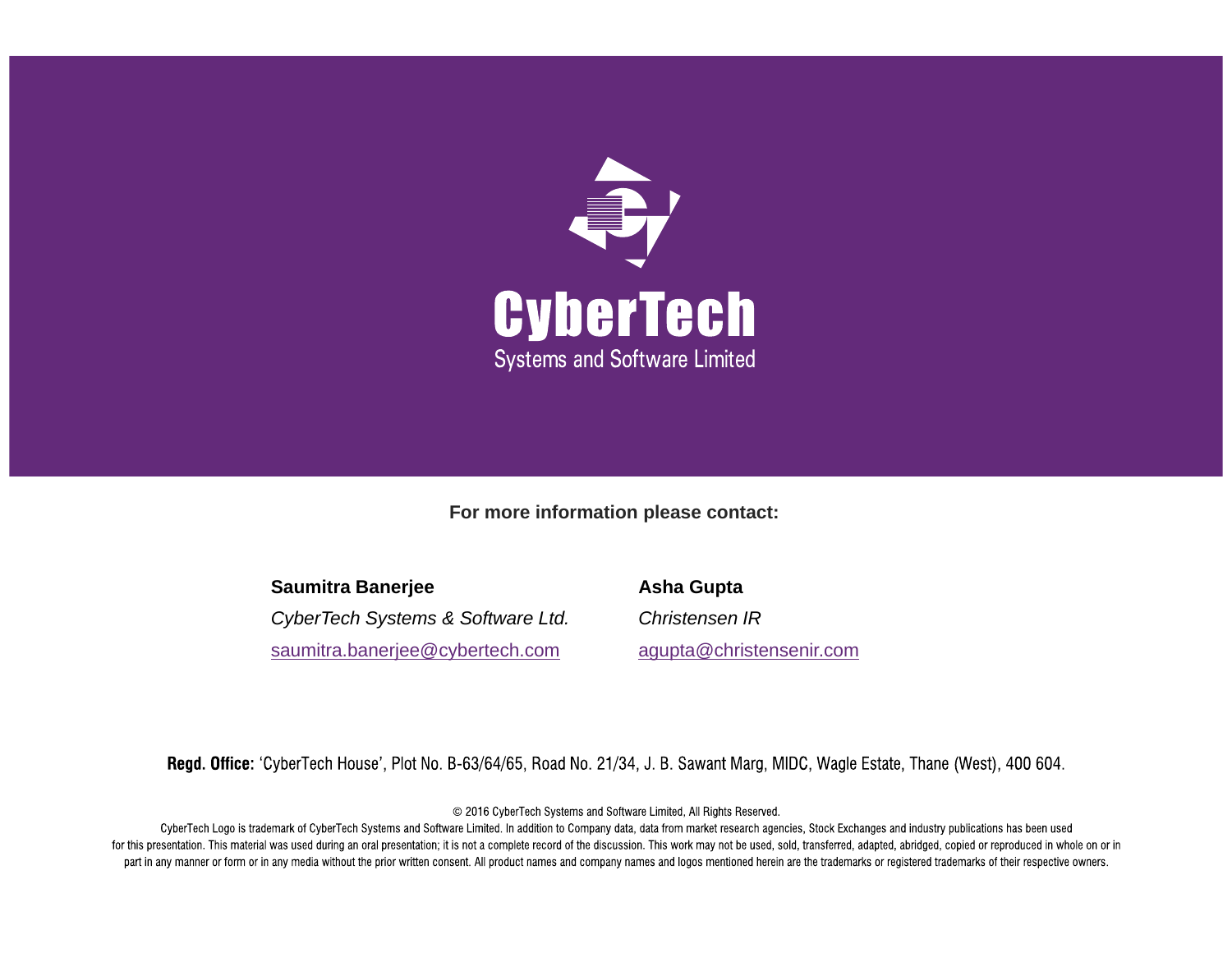CyberTech

Systems and Software Limited

**For more information please contact:**

**Saumitra Banerjee**
*CyberTech Systems & Software Ltd.*
saumitra.banerjee@cybertech.com

**Asha Gupta**
*Christensen IR*
agupta@christensenir.com

**Regd. Office:** 'CyberTech House', Plot No. B-63/64/65, Road No. 21/34, J. B. Sawant Marg, MIDC, Wagle Estate, Thane (West), 400 604.

© 2016 CyberTech Systems and Software Limited, All Rights Reserved.

CyberTech Logo is trademark of CyberTech Systems and Software Limited. In addition to Company data, data from market research agencies, Stock Exchanges and industry publications has been used for this presentation. This material was used during an oral presentation; it is not a complete record of the discussion. This work may not be used, sold, transferred, adapted, abridged, copied or reproduced in whole on or in part in any manner or form or in any media without the prior written consent. All product names and company names and logos mentioned herein are the trademarks or registered trademarks of their respective owners.